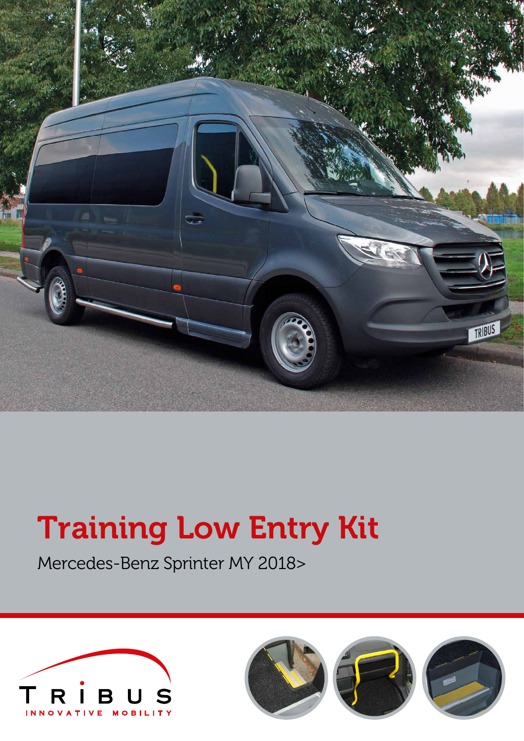# Training Low Entry Kit

Mercedes-Benz Sprinter MY 2018>

TRIBUS

INNOVATIVE MOBILITY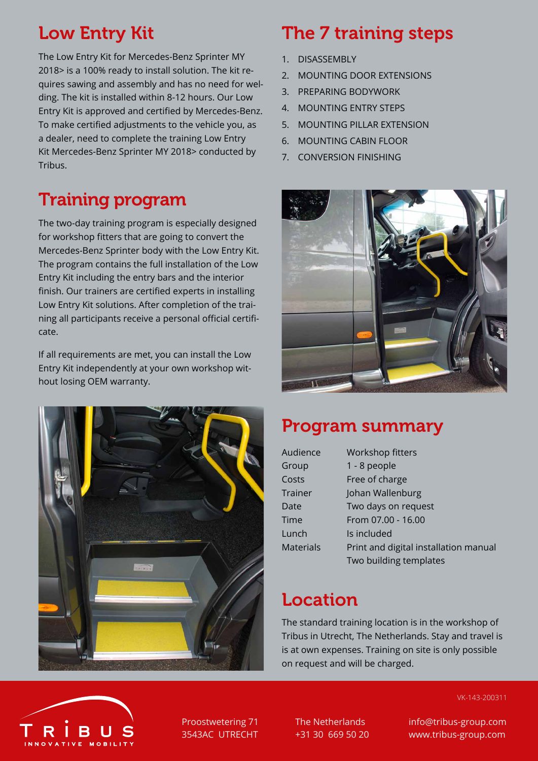## Low Entry Kit

The Low Entry Kit for Mercedes-Benz Sprinter MY 2018> is a 100% ready to install solution. The kit requires sawing and assembly and has no need for welding. The kit is installed within 8-12 hours. Our Low Entry Kit is approved and certified by Mercedes-Benz. To make certified adjustments to the vehicle you, as a dealer, need to complete the training Low Entry Kit Mercedes-Benz Sprinter MY 2018> conducted by Tribus.

## Training program

The two-day training program is especially designed for workshop fitters that are going to convert the Mercedes-Benz Sprinter body with the Low Entry Kit. The program contains the full installation of the Low Entry Kit including the entry bars and the interior finish. Our trainers are certified experts in installing Low Entry Kit solutions. After completion of the training all participants receive a personal official certificate.

If all requirements are met, you can install the Low Entry Kit independently at your own workshop without losing OEM warranty.

## The 7 training steps

1. DISASSEMBLY
2. MOUNTING DOOR EXTENSIONS
3. PREPARING BODYWORK
4. MOUNTING ENTRY STEPS
5. MOUNTING PILLAR EXTENSION
6. MOUNTING CABIN FLOOR
7. CONVERSION FINISHING

## Program summary

| | |
|---|---|
| Audience | Workshop fitters |
| Group | 1 - 8 people |
| Costs | Free of charge |
| Trainer | Johan Wallenburg |
| Date | Two days on request |
| Time | From 07.00 - 16.00 |
| Lunch | Is included |
| Materials | Print and digital installation manual<br>Two building templates |

## Location

The standard training location is in the workshop of Tribus in Utrecht, The Netherlands. Stay and travel is is at own expenses. Training on site is only possible on request and will be charged.

VK-143-200311

TRIBUS INNOVATIVE MOBILITY

Proostwetering 71
3543AC UTRECHT

The Netherlands
+31 30 669 50 20

info@tribus-group.com
www.tribus-group.com